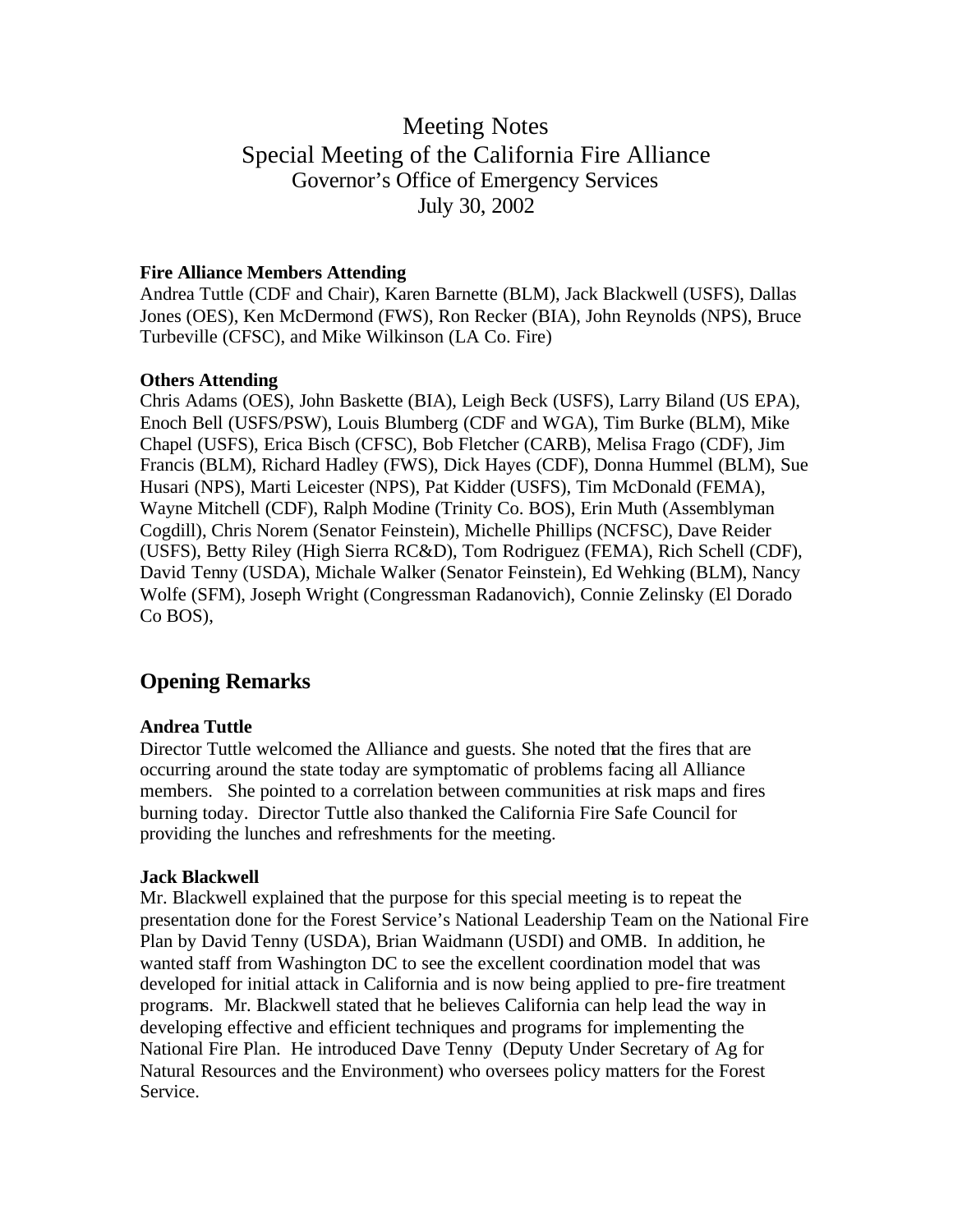# Meeting Notes
# Special Meeting of the California Fire Alliance
## Governor's Office of Emergency Services
## July 30, 2002

**Fire Alliance Members Attending**
Andrea Tuttle (CDF and Chair), Karen Barnette (BLM), Jack Blackwell (USFS), Dallas Jones (OES), Ken McDermond (FWS), Ron Recker (BIA), John Reynolds (NPS), Bruce Turbeville (CFSC), and Mike Wilkinson (LA Co. Fire)

**Others Attending**
Chris Adams (OES), John Baskette (BIA), Leigh Beck (USFS), Larry Biland (US EPA), Enoch Bell (USFS/PSW), Louis Blumberg (CDF and WGA), Tim Burke (BLM), Mike Chapel (USFS), Erica Bisch (CFSC), Bob Fletcher (CARB), Melisa Frago (CDF), Jim Francis (BLM), Richard Hadley (FWS), Dick Hayes (CDF), Donna Hummel (BLM), Sue Husari (NPS), Marti Leicester (NPS), Pat Kidder (USFS), Tim McDonald (FEMA), Wayne Mitchell (CDF), Ralph Modine (Trinity Co. BOS), Erin Muth (Assemblyman Cogdill), Chris Norem (Senator Feinstein), Michelle Phillips (NCFSC), Dave Reider (USFS), Betty Riley (High Sierra RC&D), Tom Rodriguez (FEMA), Rich Schell (CDF), David Tenny (USDA), Michale Walker (Senator Feinstein), Ed Wehking (BLM), Nancy Wolfe (SFM), Joseph Wright (Congressman Radanovich), Connie Zelinsky (El Dorado Co BOS),

## Opening Remarks

**Andrea Tuttle**
Director Tuttle welcomed the Alliance and guests. She noted that the fires that are occurring around the state today are symptomatic of problems facing all Alliance members. She pointed to a correlation between communities at risk maps and fires burning today. Director Tuttle also thanked the California Fire Safe Council for providing the lunches and refreshments for the meeting.

**Jack Blackwell**
Mr. Blackwell explained that the purpose for this special meeting is to repeat the presentation done for the Forest Service's National Leadership Team on the National Fire Plan by David Tenny (USDA), Brian Waidmann (USDI) and OMB. In addition, he wanted staff from Washington DC to see the excellent coordination model that was developed for initial attack in California and is now being applied to pre-fire treatment programs. Mr. Blackwell stated that he believes California can help lead the way in developing effective and efficient techniques and programs for implementing the National Fire Plan. He introduced Dave Tenny (Deputy Under Secretary of Ag for Natural Resources and the Environment) who oversees policy matters for the Forest Service.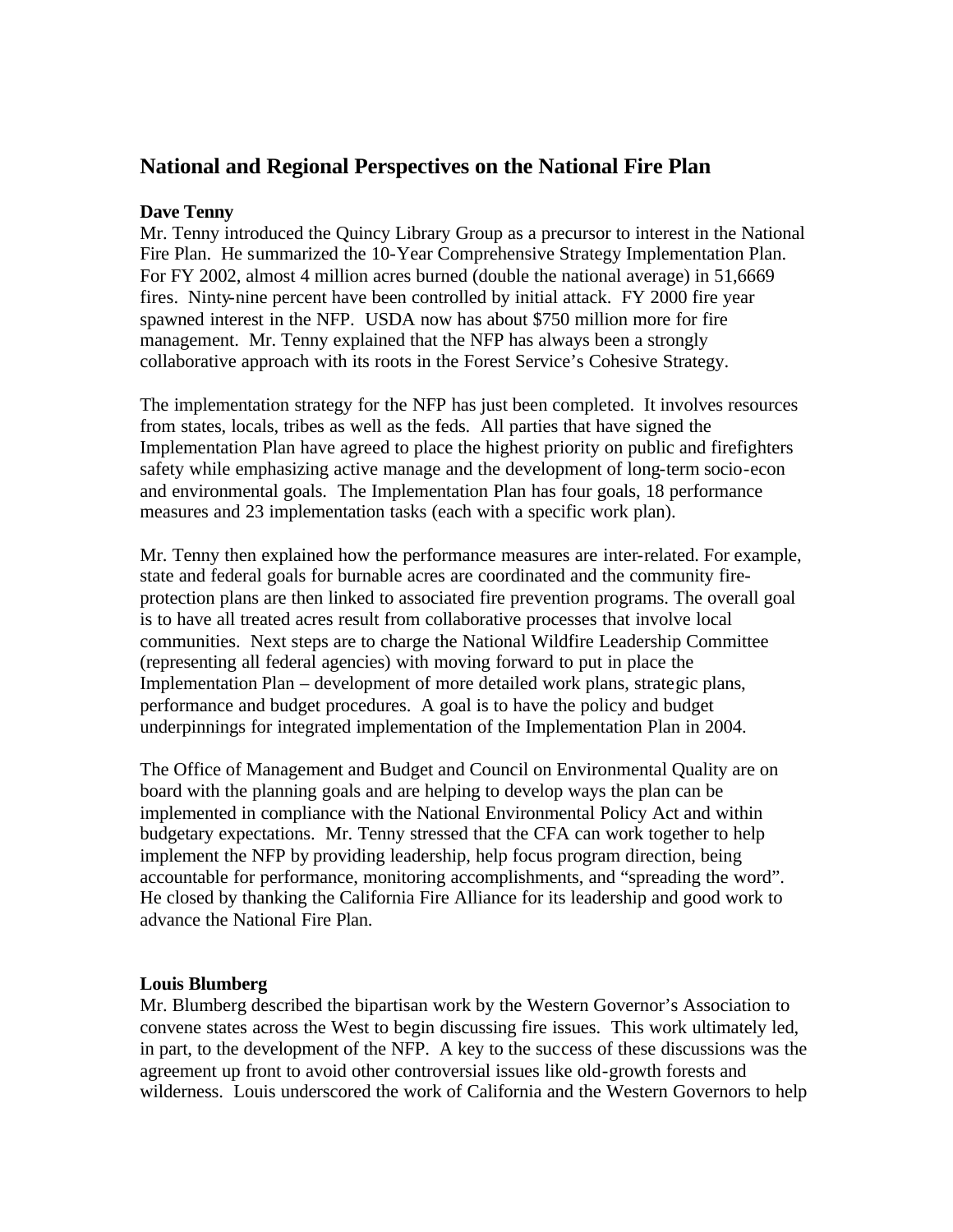## National and Regional Perspectives on the National Fire Plan

**Dave Tenny**
Mr. Tenny introduced the Quincy Library Group as a precursor to interest in the National Fire Plan. He summarized the 10-Year Comprehensive Strategy Implementation Plan. For FY 2002, almost 4 million acres burned (double the national average) in 51,6669 fires. Ninty-nine percent have been controlled by initial attack. FY 2000 fire year spawned interest in the NFP. USDA now has about $750 million more for fire management. Mr. Tenny explained that the NFP has always been a strongly collaborative approach with its roots in the Forest Service's Cohesive Strategy.

The implementation strategy for the NFP has just been completed. It involves resources from states, locals, tribes as well as the feds. All parties that have signed the Implementation Plan have agreed to place the highest priority on public and firefighters safety while emphasizing active manage and the development of long-term socio-econ and environmental goals. The Implementation Plan has four goals, 18 performance measures and 23 implementation tasks (each with a specific work plan).

Mr. Tenny then explained how the performance measures are inter-related. For example, state and federal goals for burnable acres are coordinated and the community fire-protection plans are then linked to associated fire prevention programs. The overall goal is to have all treated acres result from collaborative processes that involve local communities. Next steps are to charge the National Wildfire Leadership Committee (representing all federal agencies) with moving forward to put in place the Implementation Plan – development of more detailed work plans, strategic plans, performance and budget procedures. A goal is to have the policy and budget underpinnings for integrated implementation of the Implementation Plan in 2004.

The Office of Management and Budget and Council on Environmental Quality are on board with the planning goals and are helping to develop ways the plan can be implemented in compliance with the National Environmental Policy Act and within budgetary expectations. Mr. Tenny stressed that the CFA can work together to help implement the NFP by providing leadership, help focus program direction, being accountable for performance, monitoring accomplishments, and "spreading the word". He closed by thanking the California Fire Alliance for its leadership and good work to advance the National Fire Plan.

**Louis Blumberg**
Mr. Blumberg described the bipartisan work by the Western Governor's Association to convene states across the West to begin discussing fire issues. This work ultimately led, in part, to the development of the NFP. A key to the success of these discussions was the agreement up front to avoid other controversial issues like old-growth forests and wilderness. Louis underscored the work of California and the Western Governors to help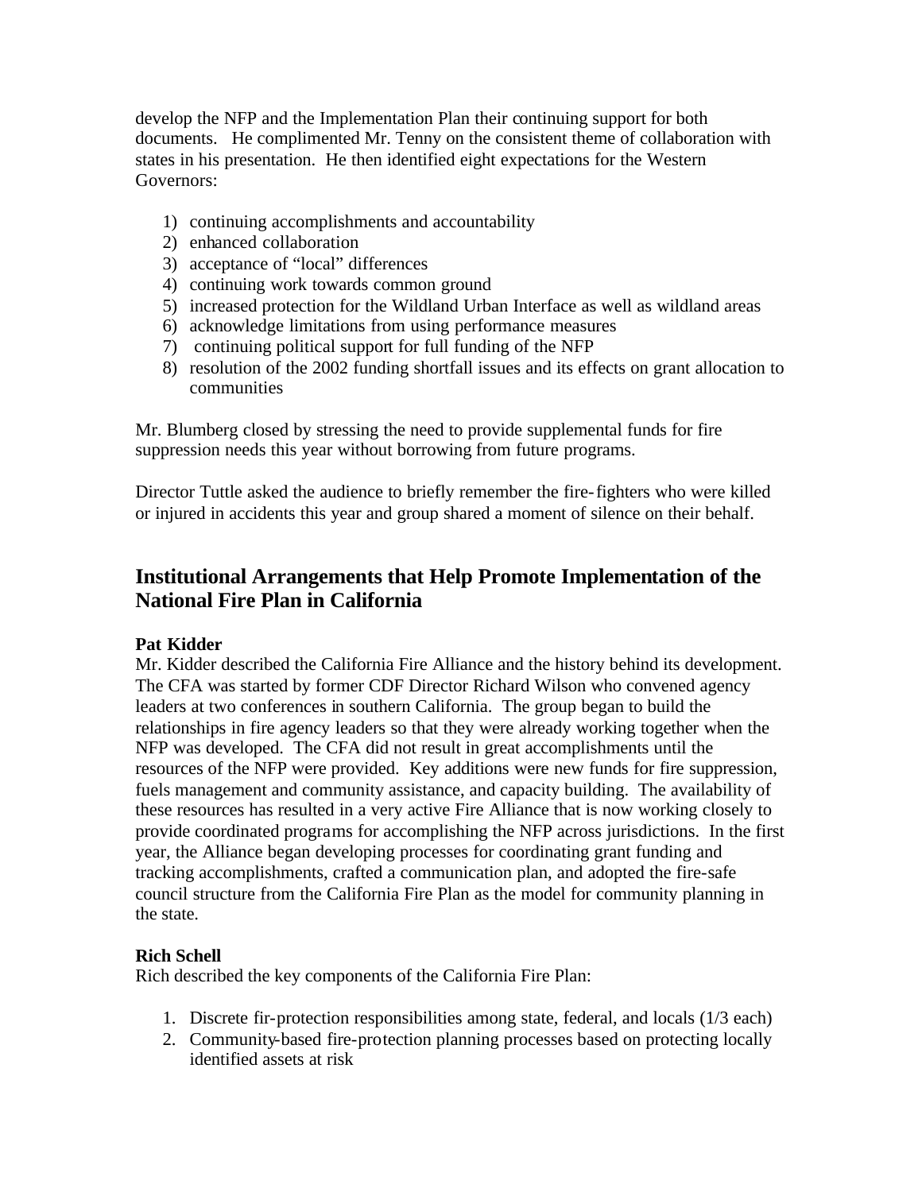develop the NFP and the Implementation Plan their continuing support for both documents. He complimented Mr. Tenny on the consistent theme of collaboration with states in his presentation. He then identified eight expectations for the Western Governors:

1) continuing accomplishments and accountability
2) enhanced collaboration
3) acceptance of "local" differences
4) continuing work towards common ground
5) increased protection for the Wildland Urban Interface as well as wildland areas
6) acknowledge limitations from using performance measures
7) continuing political support for full funding of the NFP
8) resolution of the 2002 funding shortfall issues and its effects on grant allocation to communities

Mr. Blumberg closed by stressing the need to provide supplemental funds for fire suppression needs this year without borrowing from future programs.

Director Tuttle asked the audience to briefly remember the fire-fighters who were killed or injured in accidents this year and group shared a moment of silence on their behalf.

## Institutional Arrangements that Help Promote Implementation of the National Fire Plan in California

**Pat Kidder**

Mr. Kidder described the California Fire Alliance and the history behind its development. The CFA was started by former CDF Director Richard Wilson who convened agency leaders at two conferences in southern California. The group began to build the relationships in fire agency leaders so that they were already working together when the NFP was developed. The CFA did not result in great accomplishments until the resources of the NFP were provided. Key additions were new funds for fire suppression, fuels management and community assistance, and capacity building. The availability of these resources has resulted in a very active Fire Alliance that is now working closely to provide coordinated programs for accomplishing the NFP across jurisdictions. In the first year, the Alliance began developing processes for coordinating grant funding and tracking accomplishments, crafted a communication plan, and adopted the fire-safe council structure from the California Fire Plan as the model for community planning in the state.

**Rich Schell**

Rich described the key components of the California Fire Plan:

1. Discrete fir-protection responsibilities among state, federal, and locals (1/3 each)
2. Community-based fire-protection planning processes based on protecting locally identified assets at risk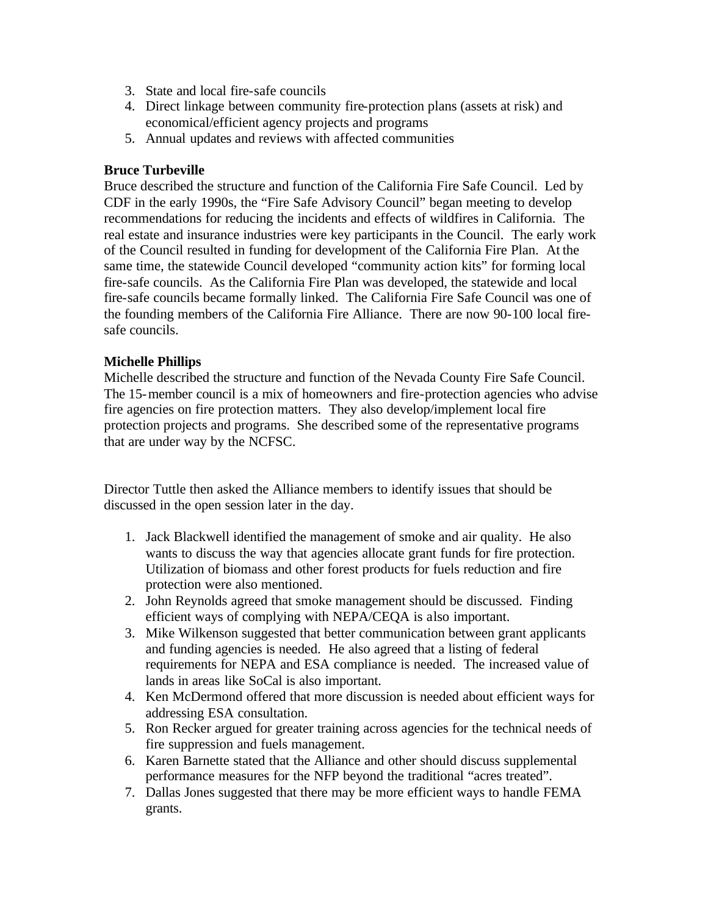3. State and local fire-safe councils
4. Direct linkage between community fire-protection plans (assets at risk) and economical/efficient agency projects and programs
5. Annual updates and reviews with affected communities

**Bruce Turbeville**

Bruce described the structure and function of the California Fire Safe Council. Led by CDF in the early 1990s, the "Fire Safe Advisory Council" began meeting to develop recommendations for reducing the incidents and effects of wildfires in California. The real estate and insurance industries were key participants in the Council. The early work of the Council resulted in funding for development of the California Fire Plan. At the same time, the statewide Council developed "community action kits" for forming local fire-safe councils. As the California Fire Plan was developed, the statewide and local fire-safe councils became formally linked. The California Fire Safe Council was one of the founding members of the California Fire Alliance. There are now 90-100 local fire-safe councils.

**Michelle Phillips**

Michelle described the structure and function of the Nevada County Fire Safe Council. The 15-member council is a mix of homeowners and fire-protection agencies who advise fire agencies on fire protection matters. They also develop/implement local fire protection projects and programs. She described some of the representative programs that are under way by the NCFSC.

Director Tuttle then asked the Alliance members to identify issues that should be discussed in the open session later in the day.

1. Jack Blackwell identified the management of smoke and air quality. He also wants to discuss the way that agencies allocate grant funds for fire protection. Utilization of biomass and other forest products for fuels reduction and fire protection were also mentioned.
2. John Reynolds agreed that smoke management should be discussed. Finding efficient ways of complying with NEPA/CEQA is also important.
3. Mike Wilkenson suggested that better communication between grant applicants and funding agencies is needed. He also agreed that a listing of federal requirements for NEPA and ESA compliance is needed. The increased value of lands in areas like SoCal is also important.
4. Ken McDermond offered that more discussion is needed about efficient ways for addressing ESA consultation.
5. Ron Recker argued for greater training across agencies for the technical needs of fire suppression and fuels management.
6. Karen Barnette stated that the Alliance and other should discuss supplemental performance measures for the NFP beyond the traditional "acres treated".
7. Dallas Jones suggested that there may be more efficient ways to handle FEMA grants.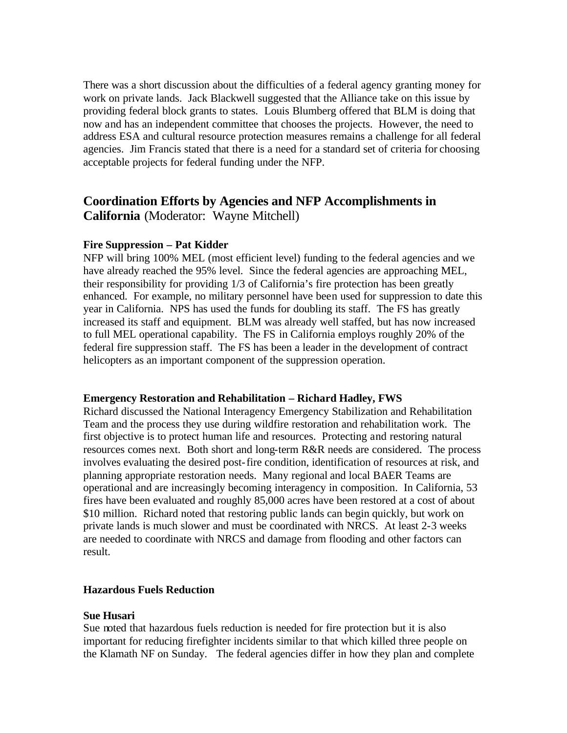There was a short discussion about the difficulties of a federal agency granting money for work on private lands. Jack Blackwell suggested that the Alliance take on this issue by providing federal block grants to states. Louis Blumberg offered that BLM is doing that now and has an independent committee that chooses the projects. However, the need to address ESA and cultural resource protection measures remains a challenge for all federal agencies. Jim Francis stated that there is a need for a standard set of criteria for choosing acceptable projects for federal funding under the NFP.

## **Coordination Efforts by Agencies and NFP Accomplishments in California** (Moderator: Wayne Mitchell)

**Fire Suppression – Pat Kidder**
NFP will bring 100% MEL (most efficient level) funding to the federal agencies and we have already reached the 95% level. Since the federal agencies are approaching MEL, their responsibility for providing 1/3 of California's fire protection has been greatly enhanced. For example, no military personnel have been used for suppression to date this year in California. NPS has used the funds for doubling its staff. The FS has greatly increased its staff and equipment. BLM was already well staffed, but has now increased to full MEL operational capability. The FS in California employs roughly 20% of the federal fire suppression staff. The FS has been a leader in the development of contract helicopters as an important component of the suppression operation.

**Emergency Restoration and Rehabilitation – Richard Hadley, FWS**
Richard discussed the National Interagency Emergency Stabilization and Rehabilitation Team and the process they use during wildfire restoration and rehabilitation work. The first objective is to protect human life and resources. Protecting and restoring natural resources comes next. Both short and long-term R&R needs are considered. The process involves evaluating the desired post-fire condition, identification of resources at risk, and planning appropriate restoration needs. Many regional and local BAER Teams are operational and are increasingly becoming interagency in composition. In California, 53 fires have been evaluated and roughly 85,000 acres have been restored at a cost of about $10 million. Richard noted that restoring public lands can begin quickly, but work on private lands is much slower and must be coordinated with NRCS. At least 2-3 weeks are needed to coordinate with NRCS and damage from flooding and other factors can result.

**Hazardous Fuels Reduction**

**Sue Husari**
Sue noted that hazardous fuels reduction is needed for fire protection but it is also important for reducing firefighter incidents similar to that which killed three people on the Klamath NF on Sunday. The federal agencies differ in how they plan and complete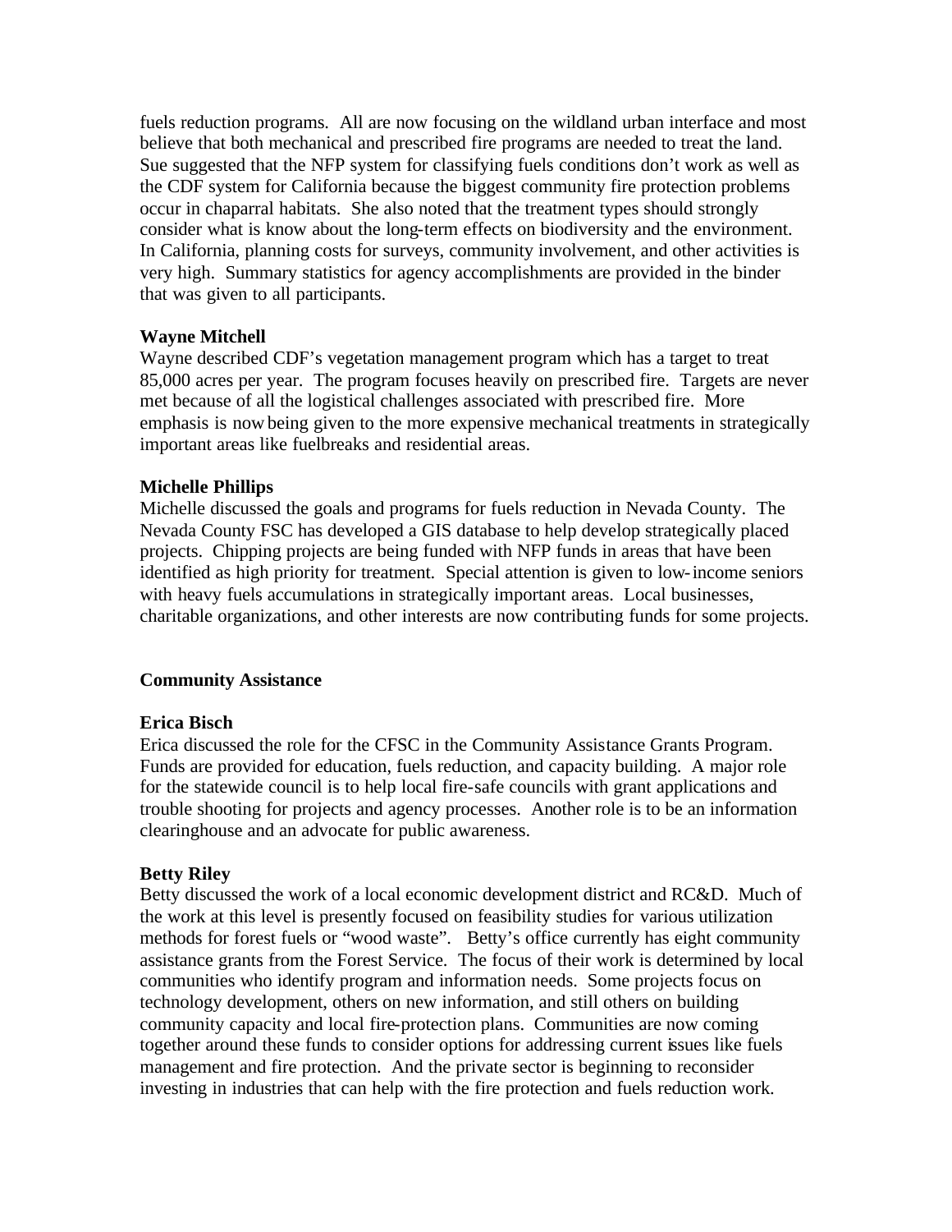fuels reduction programs. All are now focusing on the wildland urban interface and most believe that both mechanical and prescribed fire programs are needed to treat the land. Sue suggested that the NFP system for classifying fuels conditions don't work as well as the CDF system for California because the biggest community fire protection problems occur in chaparral habitats. She also noted that the treatment types should strongly consider what is know about the long-term effects on biodiversity and the environment. In California, planning costs for surveys, community involvement, and other activities is very high. Summary statistics for agency accomplishments are provided in the binder that was given to all participants.

**Wayne Mitchell**

Wayne described CDF's vegetation management program which has a target to treat 85,000 acres per year. The program focuses heavily on prescribed fire. Targets are never met because of all the logistical challenges associated with prescribed fire. More emphasis is now being given to the more expensive mechanical treatments in strategically important areas like fuelbreaks and residential areas.

**Michelle Phillips**

Michelle discussed the goals and programs for fuels reduction in Nevada County. The Nevada County FSC has developed a GIS database to help develop strategically placed projects. Chipping projects are being funded with NFP funds in areas that have been identified as high priority for treatment. Special attention is given to low-income seniors with heavy fuels accumulations in strategically important areas. Local businesses, charitable organizations, and other interests are now contributing funds for some projects.

**Community Assistance**

**Erica Bisch**

Erica discussed the role for the CFSC in the Community Assistance Grants Program. Funds are provided for education, fuels reduction, and capacity building. A major role for the statewide council is to help local fire-safe councils with grant applications and trouble shooting for projects and agency processes. Another role is to be an information clearinghouse and an advocate for public awareness.

**Betty Riley**

Betty discussed the work of a local economic development district and RC&D. Much of the work at this level is presently focused on feasibility studies for various utilization methods for forest fuels or "wood waste". Betty's office currently has eight community assistance grants from the Forest Service. The focus of their work is determined by local communities who identify program and information needs. Some projects focus on technology development, others on new information, and still others on building community capacity and local fire-protection plans. Communities are now coming together around these funds to consider options for addressing current issues like fuels management and fire protection. And the private sector is beginning to reconsider investing in industries that can help with the fire protection and fuels reduction work.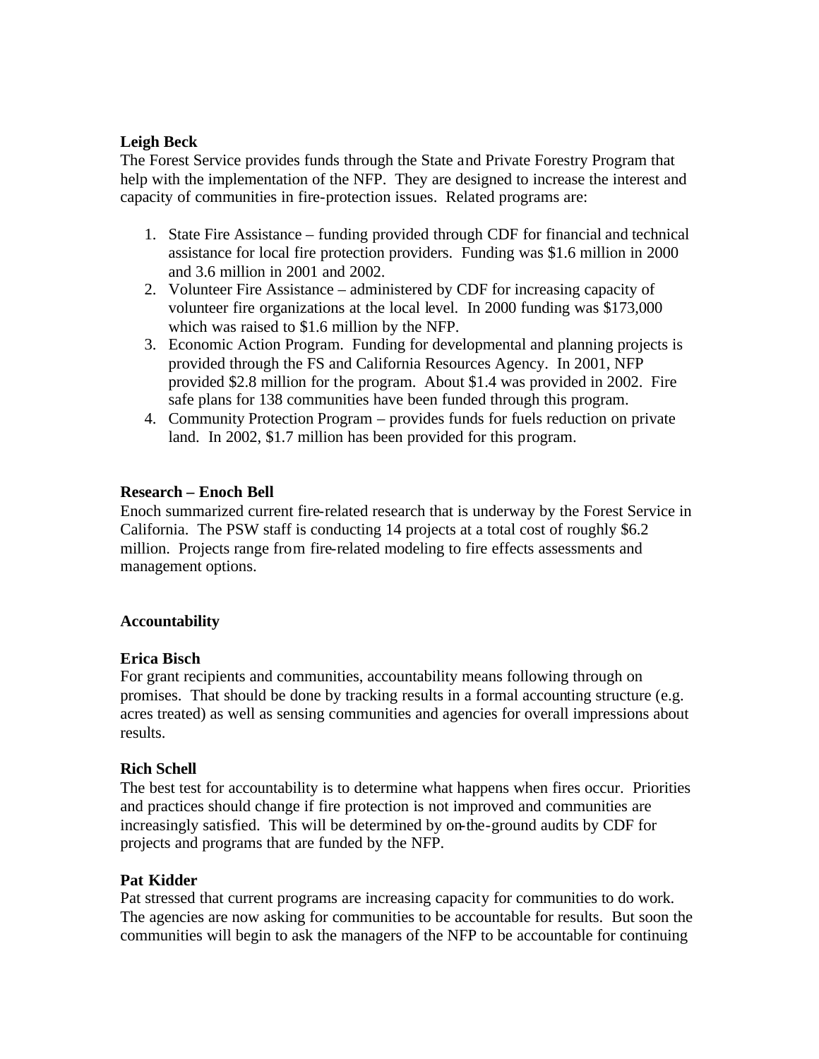**Leigh Beck**

The Forest Service provides funds through the State and Private Forestry Program that help with the implementation of the NFP. They are designed to increase the interest and capacity of communities in fire-protection issues. Related programs are:

1. State Fire Assistance – funding provided through CDF for financial and technical assistance for local fire protection providers. Funding was $1.6 million in 2000 and 3.6 million in 2001 and 2002.
2. Volunteer Fire Assistance – administered by CDF for increasing capacity of volunteer fire organizations at the local level. In 2000 funding was $173,000 which was raised to $1.6 million by the NFP.
3. Economic Action Program. Funding for developmental and planning projects is provided through the FS and California Resources Agency. In 2001, NFP provided $2.8 million for the program. About $1.4 was provided in 2002. Fire safe plans for 138 communities have been funded through this program.
4. Community Protection Program – provides funds for fuels reduction on private land. In 2002, $1.7 million has been provided for this program.

**Research – Enoch Bell**

Enoch summarized current fire-related research that is underway by the Forest Service in California. The PSW staff is conducting 14 projects at a total cost of roughly $6.2 million. Projects range from fire-related modeling to fire effects assessments and management options.

**Accountability**

**Erica Bisch**

For grant recipients and communities, accountability means following through on promises. That should be done by tracking results in a formal accounting structure (e.g. acres treated) as well as sensing communities and agencies for overall impressions about results.

**Rich Schell**

The best test for accountability is to determine what happens when fires occur. Priorities and practices should change if fire protection is not improved and communities are increasingly satisfied. This will be determined by on-the-ground audits by CDF for projects and programs that are funded by the NFP.

**Pat Kidder**

Pat stressed that current programs are increasing capacity for communities to do work. The agencies are now asking for communities to be accountable for results. But soon the communities will begin to ask the managers of the NFP to be accountable for continuing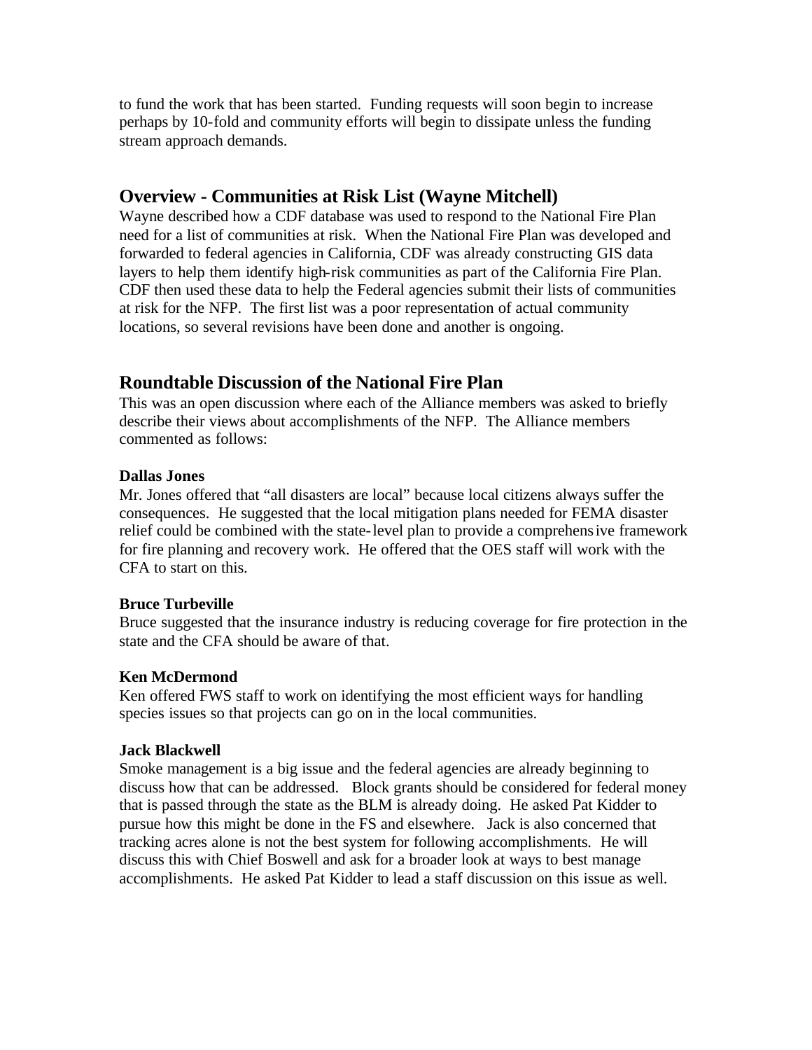to fund the work that has been started. Funding requests will soon begin to increase perhaps by 10-fold and community efforts will begin to dissipate unless the funding stream approach demands.

## Overview - Communities at Risk List (Wayne Mitchell)

Wayne described how a CDF database was used to respond to the National Fire Plan need for a list of communities at risk. When the National Fire Plan was developed and forwarded to federal agencies in California, CDF was already constructing GIS data layers to help them identify high-risk communities as part of the California Fire Plan. CDF then used these data to help the Federal agencies submit their lists of communities at risk for the NFP. The first list was a poor representation of actual community locations, so several revisions have been done and another is ongoing.

## Roundtable Discussion of the National Fire Plan

This was an open discussion where each of the Alliance members was asked to briefly describe their views about accomplishments of the NFP. The Alliance members commented as follows:

**Dallas Jones**

Mr. Jones offered that "all disasters are local" because local citizens always suffer the consequences. He suggested that the local mitigation plans needed for FEMA disaster relief could be combined with the state-level plan to provide a comprehensive framework for fire planning and recovery work. He offered that the OES staff will work with the CFA to start on this.

**Bruce Turbeville**

Bruce suggested that the insurance industry is reducing coverage for fire protection in the state and the CFA should be aware of that.

**Ken McDermond**

Ken offered FWS staff to work on identifying the most efficient ways for handling species issues so that projects can go on in the local communities.

**Jack Blackwell**

Smoke management is a big issue and the federal agencies are already beginning to discuss how that can be addressed. Block grants should be considered for federal money that is passed through the state as the BLM is already doing. He asked Pat Kidder to pursue how this might be done in the FS and elsewhere. Jack is also concerned that tracking acres alone is not the best system for following accomplishments. He will discuss this with Chief Boswell and ask for a broader look at ways to best manage accomplishments. He asked Pat Kidder to lead a staff discussion on this issue as well.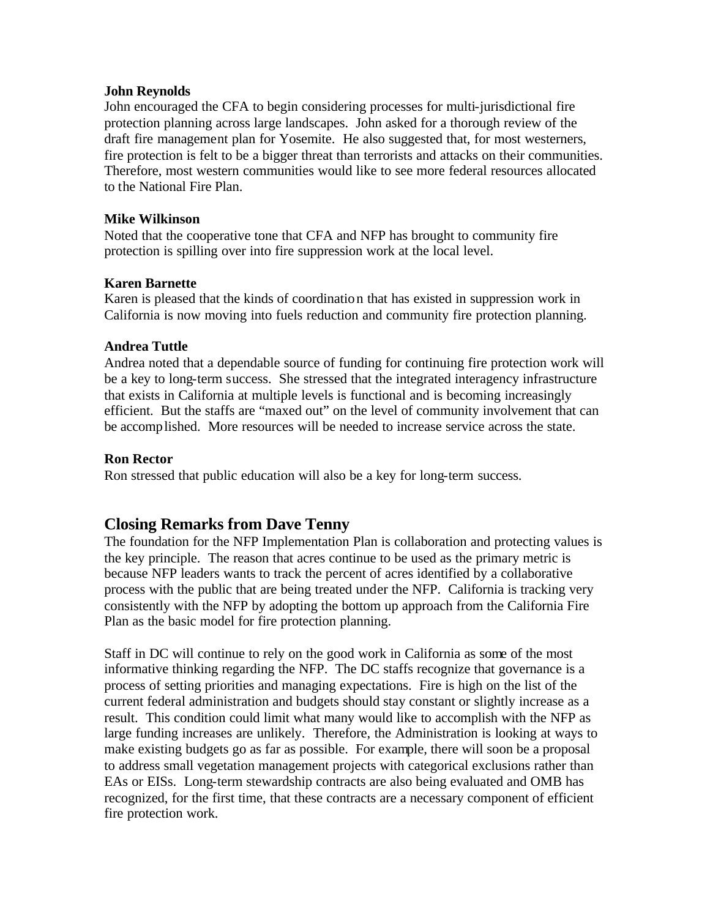**John Reynolds**

John encouraged the CFA to begin considering processes for multi-jurisdictional fire protection planning across large landscapes. John asked for a thorough review of the draft fire management plan for Yosemite. He also suggested that, for most westerners, fire protection is felt to be a bigger threat than terrorists and attacks on their communities. Therefore, most western communities would like to see more federal resources allocated to the National Fire Plan.

**Mike Wilkinson**

Noted that the cooperative tone that CFA and NFP has brought to community fire protection is spilling over into fire suppression work at the local level.

**Karen Barnette**

Karen is pleased that the kinds of coordination that has existed in suppression work in California is now moving into fuels reduction and community fire protection planning.

**Andrea Tuttle**

Andrea noted that a dependable source of funding for continuing fire protection work will be a key to long-term success. She stressed that the integrated interagency infrastructure that exists in California at multiple levels is functional and is becoming increasingly efficient. But the staffs are "maxed out" on the level of community involvement that can be accomplished. More resources will be needed to increase service across the state.

**Ron Rector**

Ron stressed that public education will also be a key for long-term success.

## Closing Remarks from Dave Tenny

The foundation for the NFP Implementation Plan is collaboration and protecting values is the key principle. The reason that acres continue to be used as the primary metric is because NFP leaders wants to track the percent of acres identified by a collaborative process with the public that are being treated under the NFP. California is tracking very consistently with the NFP by adopting the bottom up approach from the California Fire Plan as the basic model for fire protection planning.

Staff in DC will continue to rely on the good work in California as some of the most informative thinking regarding the NFP. The DC staffs recognize that governance is a process of setting priorities and managing expectations. Fire is high on the list of the current federal administration and budgets should stay constant or slightly increase as a result. This condition could limit what many would like to accomplish with the NFP as large funding increases are unlikely. Therefore, the Administration is looking at ways to make existing budgets go as far as possible. For example, there will soon be a proposal to address small vegetation management projects with categorical exclusions rather than EAs or EISs. Long-term stewardship contracts are also being evaluated and OMB has recognized, for the first time, that these contracts are a necessary component of efficient fire protection work.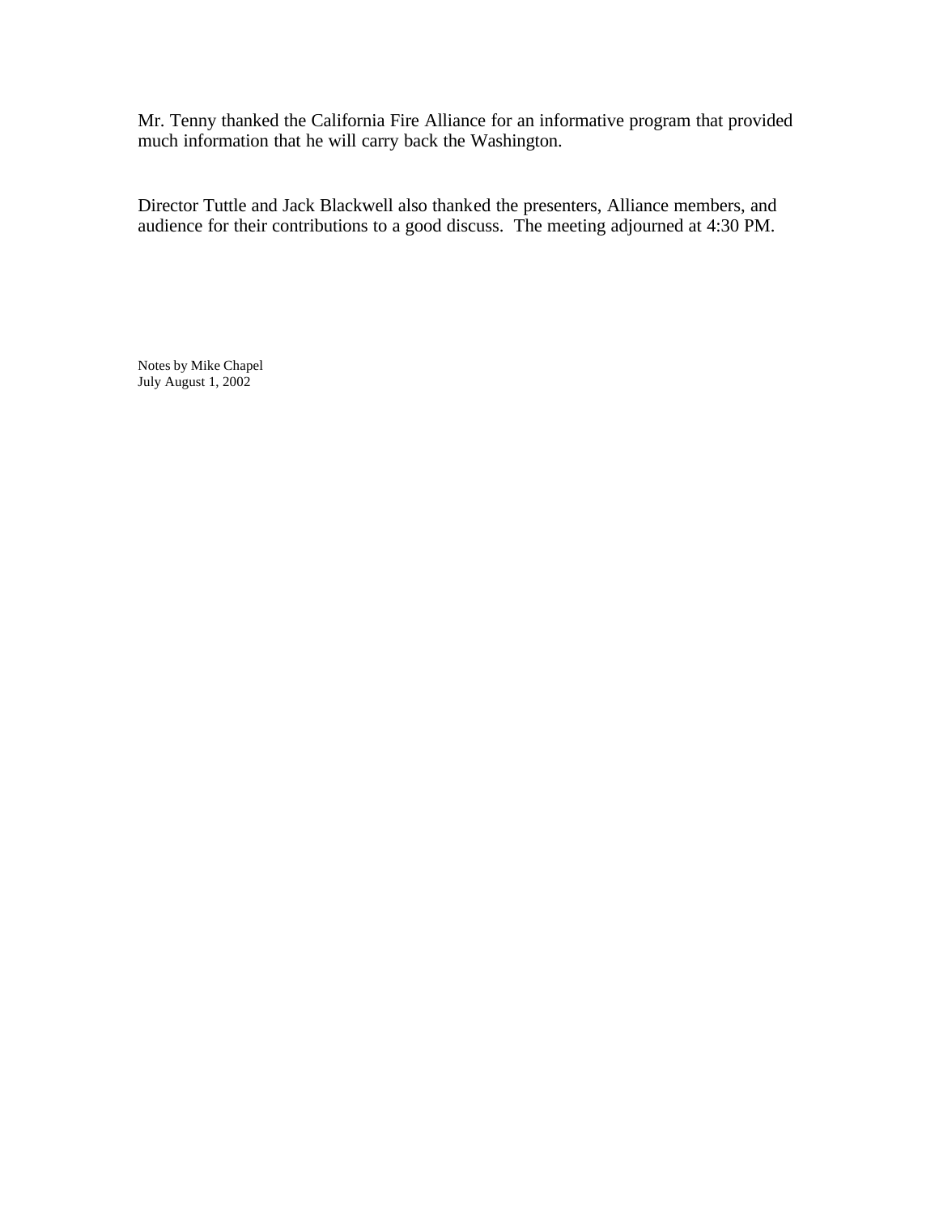Mr. Tenny thanked the California Fire Alliance for an informative program that provided much information that he will carry back the Washington.

Director Tuttle and Jack Blackwell also thanked the presenters, Alliance members, and audience for their contributions to a good discuss. The meeting adjourned at 4:30 PM.

Notes by Mike Chapel
July August 1, 2002